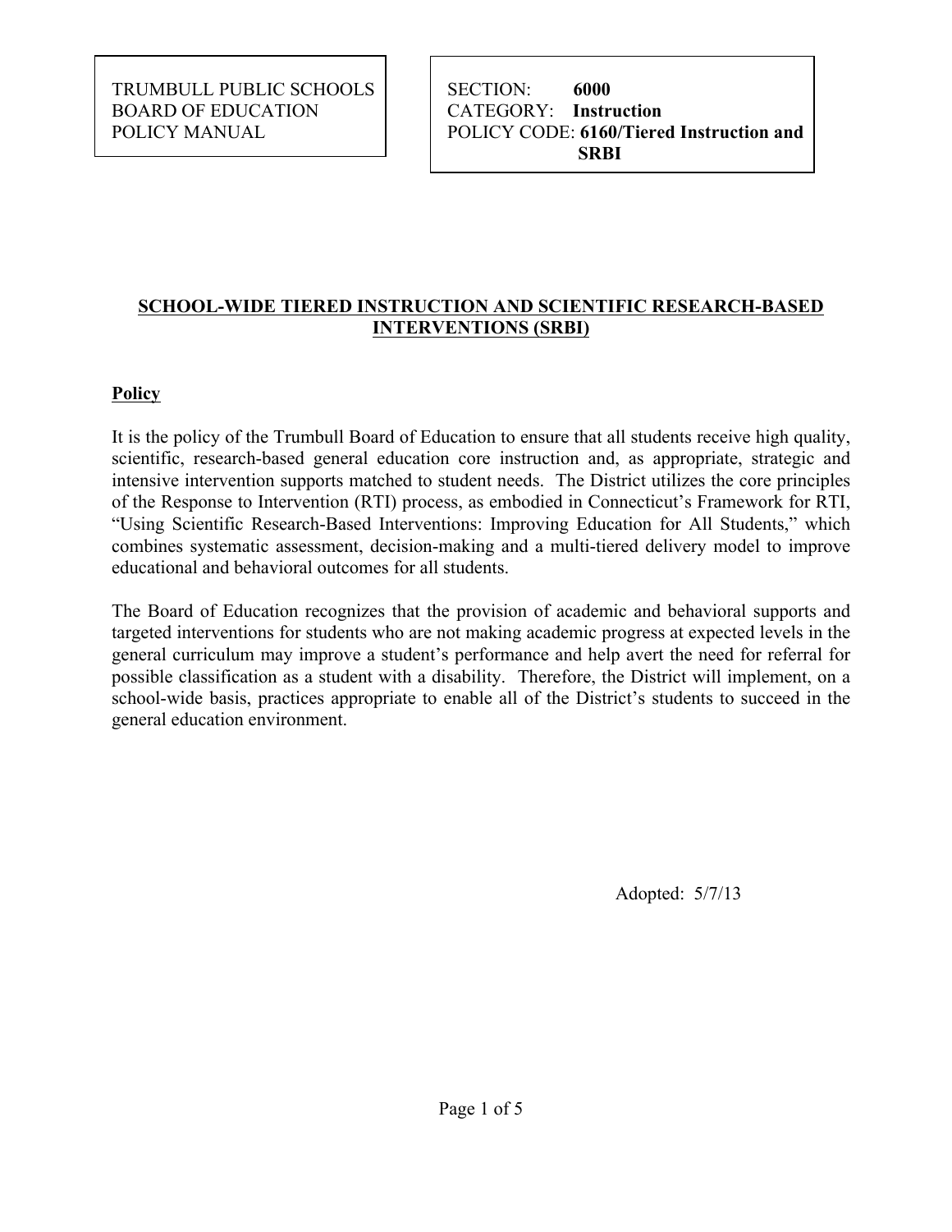TRUMBULL PUBLIC SCHOOLS
BOARD OF EDUCATION
POLICY MANUAL

SECTION: **6000**
CATEGORY: **Instruction**
POLICY CODE: **6160/Tiered Instruction and SRBI**

## SCHOOL-WIDE TIERED INSTRUCTION AND SCIENTIFIC RESEARCH-BASED INTERVENTIONS (SRBI)

### Policy

It is the policy of the Trumbull Board of Education to ensure that all students receive high quality, scientific, research-based general education core instruction and, as appropriate, strategic and intensive intervention supports matched to student needs. The District utilizes the core principles of the Response to Intervention (RTI) process, as embodied in Connecticut's Framework for RTI, "Using Scientific Research-Based Interventions: Improving Education for All Students," which combines systematic assessment, decision-making and a multi-tiered delivery model to improve educational and behavioral outcomes for all students.

The Board of Education recognizes that the provision of academic and behavioral supports and targeted interventions for students who are not making academic progress at expected levels in the general curriculum may improve a student's performance and help avert the need for referral for possible classification as a student with a disability. Therefore, the District will implement, on a school-wide basis, practices appropriate to enable all of the District's students to succeed in the general education environment.

Adopted: 5/7/13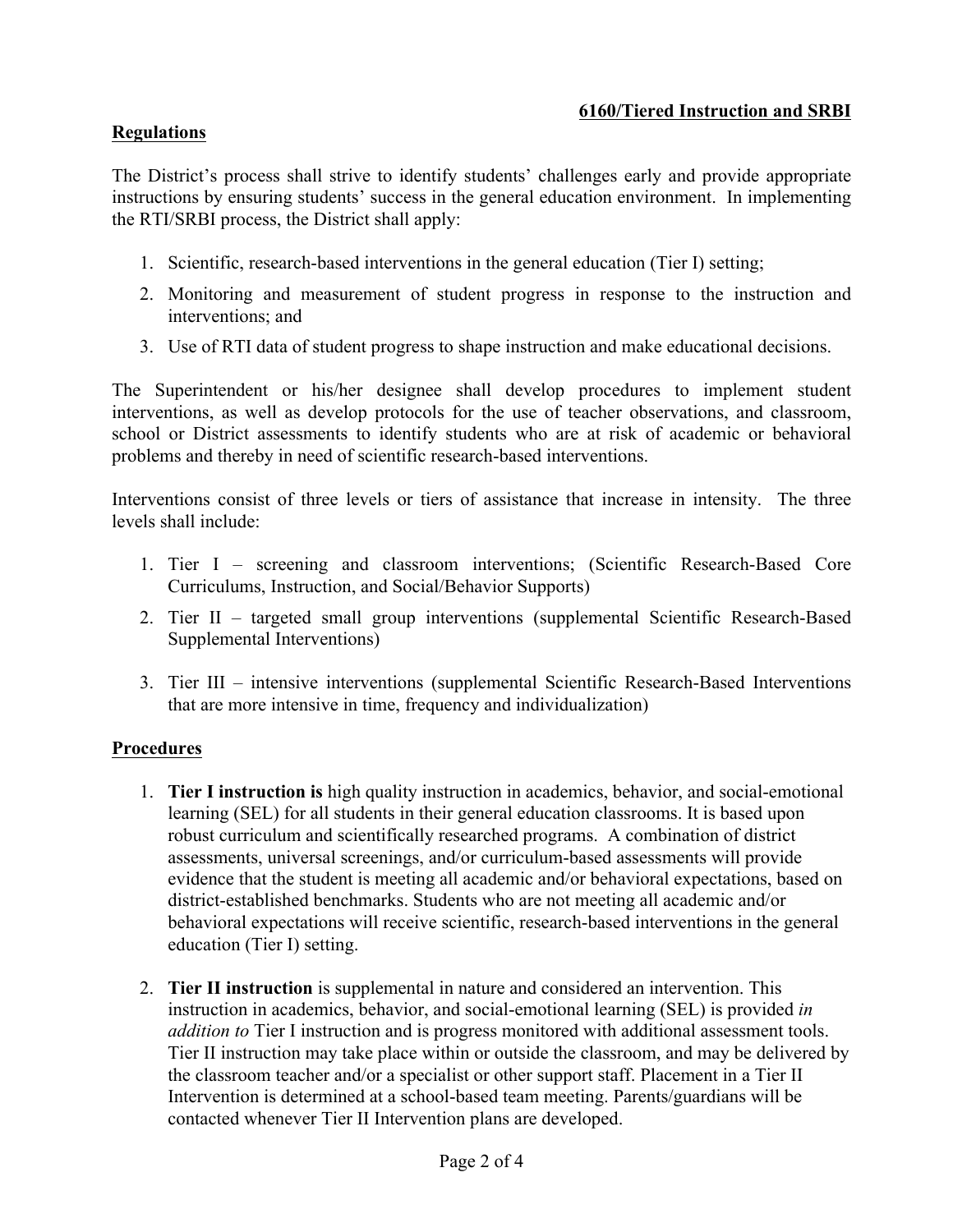**6160/Tiered Instruction and SRBI**

**Regulations**

The District's process shall strive to identify students' challenges early and provide appropriate instructions by ensuring students' success in the general education environment. In implementing the RTI/SRBI process, the District shall apply:

1. Scientific, research-based interventions in the general education (Tier I) setting;
2. Monitoring and measurement of student progress in response to the instruction and interventions; and
3. Use of RTI data of student progress to shape instruction and make educational decisions.

The Superintendent or his/her designee shall develop procedures to implement student interventions, as well as develop protocols for the use of teacher observations, and classroom, school or District assessments to identify students who are at risk of academic or behavioral problems and thereby in need of scientific research-based interventions.

Interventions consist of three levels or tiers of assistance that increase in intensity. The three levels shall include:

1. Tier I – screening and classroom interventions; (Scientific Research-Based Core Curriculums, Instruction, and Social/Behavior Supports)
2. Tier II – targeted small group interventions (supplemental Scientific Research-Based Supplemental Interventions)
3. Tier III – intensive interventions (supplemental Scientific Research-Based Interventions that are more intensive in time, frequency and individualization)

**Procedures**

1. **Tier I instruction is** high quality instruction in academics, behavior, and social-emotional learning (SEL) for all students in their general education classrooms. It is based upon robust curriculum and scientifically researched programs. A combination of district assessments, universal screenings, and/or curriculum-based assessments will provide evidence that the student is meeting all academic and/or behavioral expectations, based on district-established benchmarks. Students who are not meeting all academic and/or behavioral expectations will receive scientific, research-based interventions in the general education (Tier I) setting.

2. **Tier II instruction** is supplemental in nature and considered an intervention. This instruction in academics, behavior, and social-emotional learning (SEL) is provided *in addition to* Tier I instruction and is progress monitored with additional assessment tools. Tier II instruction may take place within or outside the classroom, and may be delivered by the classroom teacher and/or a specialist or other support staff. Placement in a Tier II Intervention is determined at a school-based team meeting. Parents/guardians will be contacted whenever Tier II Intervention plans are developed.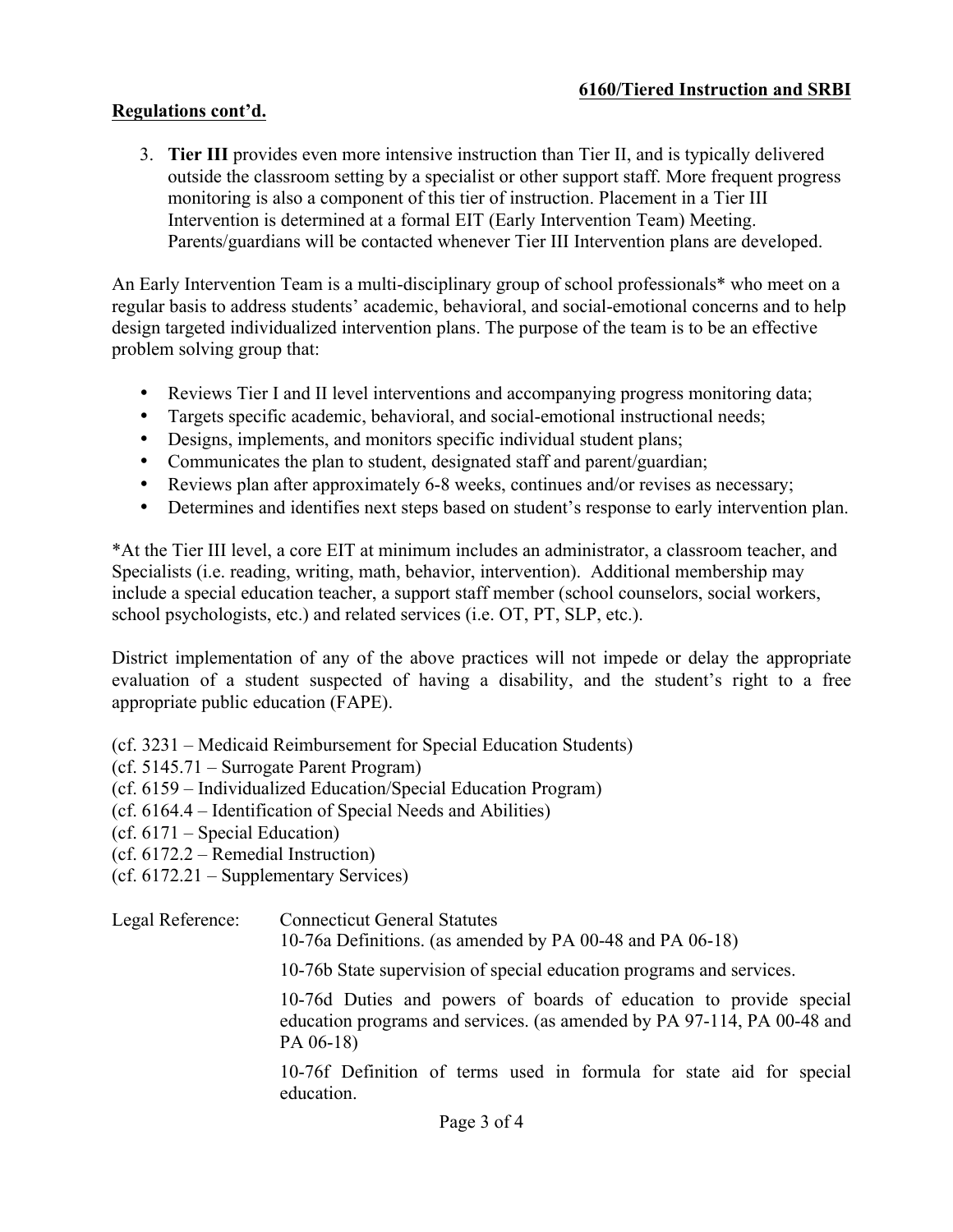**Regulations cont'd.**

3. **Tier III** provides even more intensive instruction than Tier II, and is typically delivered outside the classroom setting by a specialist or other support staff. More frequent progress monitoring is also a component of this tier of instruction. Placement in a Tier III Intervention is determined at a formal EIT (Early Intervention Team) Meeting. Parents/guardians will be contacted whenever Tier III Intervention plans are developed.

An Early Intervention Team is a multi-disciplinary group of school professionals* who meet on a regular basis to address students' academic, behavioral, and social-emotional concerns and to help design targeted individualized intervention plans. The purpose of the team is to be an effective problem solving group that:

- Reviews Tier I and II level interventions and accompanying progress monitoring data;
- Targets specific academic, behavioral, and social-emotional instructional needs;
- Designs, implements, and monitors specific individual student plans;
- Communicates the plan to student, designated staff and parent/guardian;
- Reviews plan after approximately 6-8 weeks, continues and/or revises as necessary;
- Determines and identifies next steps based on student's response to early intervention plan.

*At the Tier III level, a core EIT at minimum includes an administrator, a classroom teacher, and Specialists (i.e. reading, writing, math, behavior, intervention). Additional membership may include a special education teacher, a support staff member (school counselors, social workers, school psychologists, etc.) and related services (i.e. OT, PT, SLP, etc.).

District implementation of any of the above practices will not impede or delay the appropriate evaluation of a student suspected of having a disability, and the student's right to a free appropriate public education (FAPE).

(cf. 3231 – Medicaid Reimbursement for Special Education Students)
(cf. 5145.71 – Surrogate Parent Program)
(cf. 6159 – Individualized Education/Special Education Program)
(cf. 6164.4 – Identification of Special Needs and Abilities)
(cf. 6171 – Special Education)
(cf. 6172.2 – Remedial Instruction)
(cf. 6172.21 – Supplementary Services)

Legal Reference: Connecticut General Statutes

10-76a Definitions. (as amended by PA 00-48 and PA 06-18)

10-76b State supervision of special education programs and services.

10-76d Duties and powers of boards of education to provide special education programs and services. (as amended by PA 97-114, PA 00-48 and PA 06-18)

10-76f Definition of terms used in formula for state aid for special education.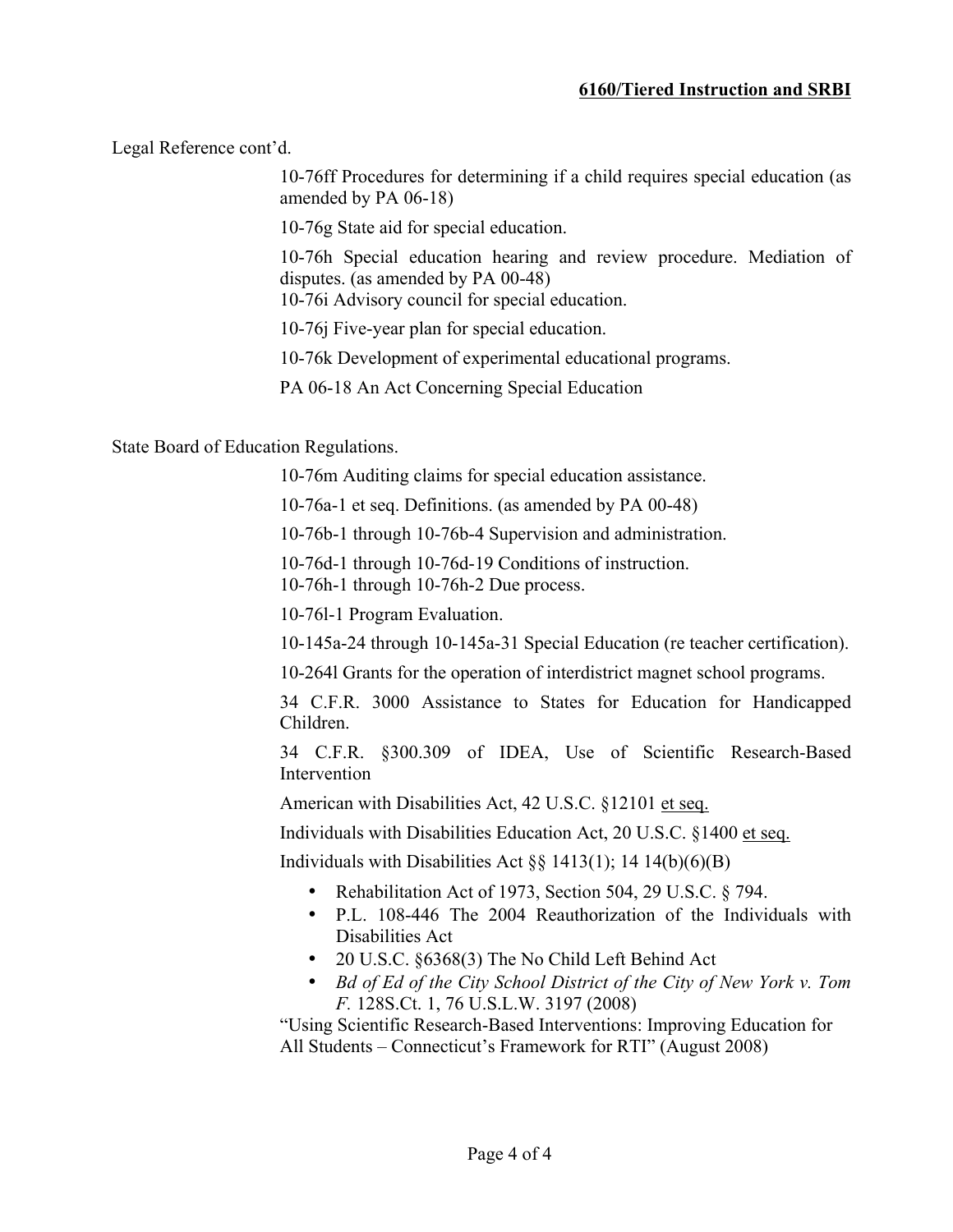Legal Reference cont'd.

10-76ff Procedures for determining if a child requires special education (as amended by PA 06-18)

10-76g State aid for special education.

10-76h Special education hearing and review procedure. Mediation of disputes. (as amended by PA 00-48)

10-76i Advisory council for special education.

10-76j Five-year plan for special education.

10-76k Development of experimental educational programs.

PA 06-18 An Act Concerning Special Education

State Board of Education Regulations.

10-76m Auditing claims for special education assistance.

10-76a-1 et seq. Definitions. (as amended by PA 00-48)

10-76b-1 through 10-76b-4 Supervision and administration.

10-76d-1 through 10-76d-19 Conditions of instruction.

10-76h-1 through 10-76h-2 Due process.

10-76l-1 Program Evaluation.

10-145a-24 through 10-145a-31 Special Education (re teacher certification).

10-264l Grants for the operation of interdistrict magnet school programs.

34 C.F.R. 3000 Assistance to States for Education for Handicapped Children.

34 C.F.R. §300.309 of IDEA, Use of Scientific Research-Based Intervention

American with Disabilities Act, 42 U.S.C. §12101 et seq.

Individuals with Disabilities Education Act, 20 U.S.C. §1400 et seq.

Individuals with Disabilities Act §§ 1413(1); 14 14(b)(6)(B)

- Rehabilitation Act of 1973, Section 504, 29 U.S.C. § 794.
- P.L. 108-446 The 2004 Reauthorization of the Individuals with Disabilities Act
- 20 U.S.C. §6368(3) The No Child Left Behind Act
- *Bd of Ed of the City School District of the City of New York v. Tom F.* 128S.Ct. 1, 76 U.S.L.W. 3197 (2008)

"Using Scientific Research-Based Interventions: Improving Education for All Students – Connecticut's Framework for RTI" (August 2008)